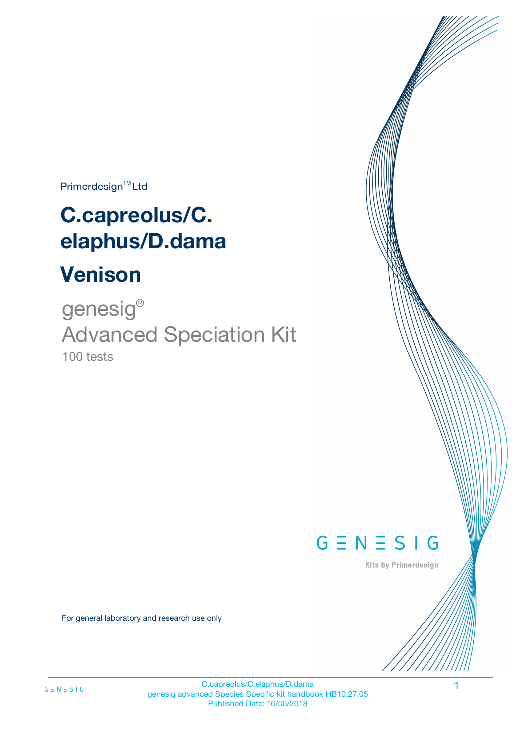Primerdesign™ Ltd

# C.capreolus/C. elaphus/D.dama

# Venison

genesig®
Advanced Speciation Kit
100 tests

GENESIG
Kits by Primerdesign

For general laboratory and research use only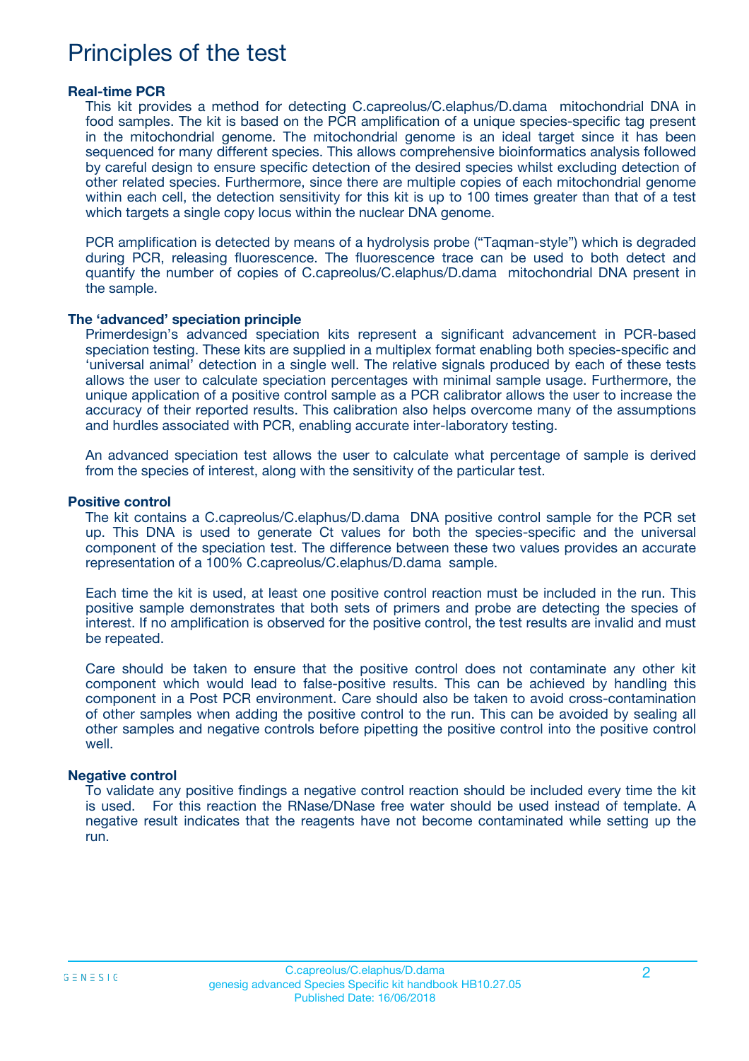# Principles of the test

### Real-time PCR

This kit provides a method for detecting C.capreolus/C.elaphus/D.dama mitochondrial DNA in food samples. The kit is based on the PCR amplification of a unique species-specific tag present in the mitochondrial genome. The mitochondrial genome is an ideal target since it has been sequenced for many different species. This allows comprehensive bioinformatics analysis followed by careful design to ensure specific detection of the desired species whilst excluding detection of other related species. Furthermore, since there are multiple copies of each mitochondrial genome within each cell, the detection sensitivity for this kit is up to 100 times greater than that of a test which targets a single copy locus within the nuclear DNA genome.

PCR amplification is detected by means of a hydrolysis probe ("Taqman-style") which is degraded during PCR, releasing fluorescence. The fluorescence trace can be used to both detect and quantify the number of copies of C.capreolus/C.elaphus/D.dama mitochondrial DNA present in the sample.

### The 'advanced' speciation principle

Primerdesign's advanced speciation kits represent a significant advancement in PCR-based speciation testing. These kits are supplied in a multiplex format enabling both species-specific and 'universal animal' detection in a single well. The relative signals produced by each of these tests allows the user to calculate speciation percentages with minimal sample usage. Furthermore, the unique application of a positive control sample as a PCR calibrator allows the user to increase the accuracy of their reported results. This calibration also helps overcome many of the assumptions and hurdles associated with PCR, enabling accurate inter-laboratory testing.

An advanced speciation test allows the user to calculate what percentage of sample is derived from the species of interest, along with the sensitivity of the particular test.

### Positive control

The kit contains a C.capreolus/C.elaphus/D.dama DNA positive control sample for the PCR set up. This DNA is used to generate Ct values for both the species-specific and the universal component of the speciation test. The difference between these two values provides an accurate representation of a 100% C.capreolus/C.elaphus/D.dama sample.

Each time the kit is used, at least one positive control reaction must be included in the run. This positive sample demonstrates that both sets of primers and probe are detecting the species of interest. If no amplification is observed for the positive control, the test results are invalid and must be repeated.

Care should be taken to ensure that the positive control does not contaminate any other kit component which would lead to false-positive results. This can be achieved by handling this component in a Post PCR environment. Care should also be taken to avoid cross-contamination of other samples when adding the positive control to the run. This can be avoided by sealing all other samples and negative controls before pipetting the positive control into the positive control well.

### Negative control

To validate any positive findings a negative control reaction should be included every time the kit is used. For this reaction the RNase/DNase free water should be used instead of template. A negative result indicates that the reagents have not become contaminated while setting up the run.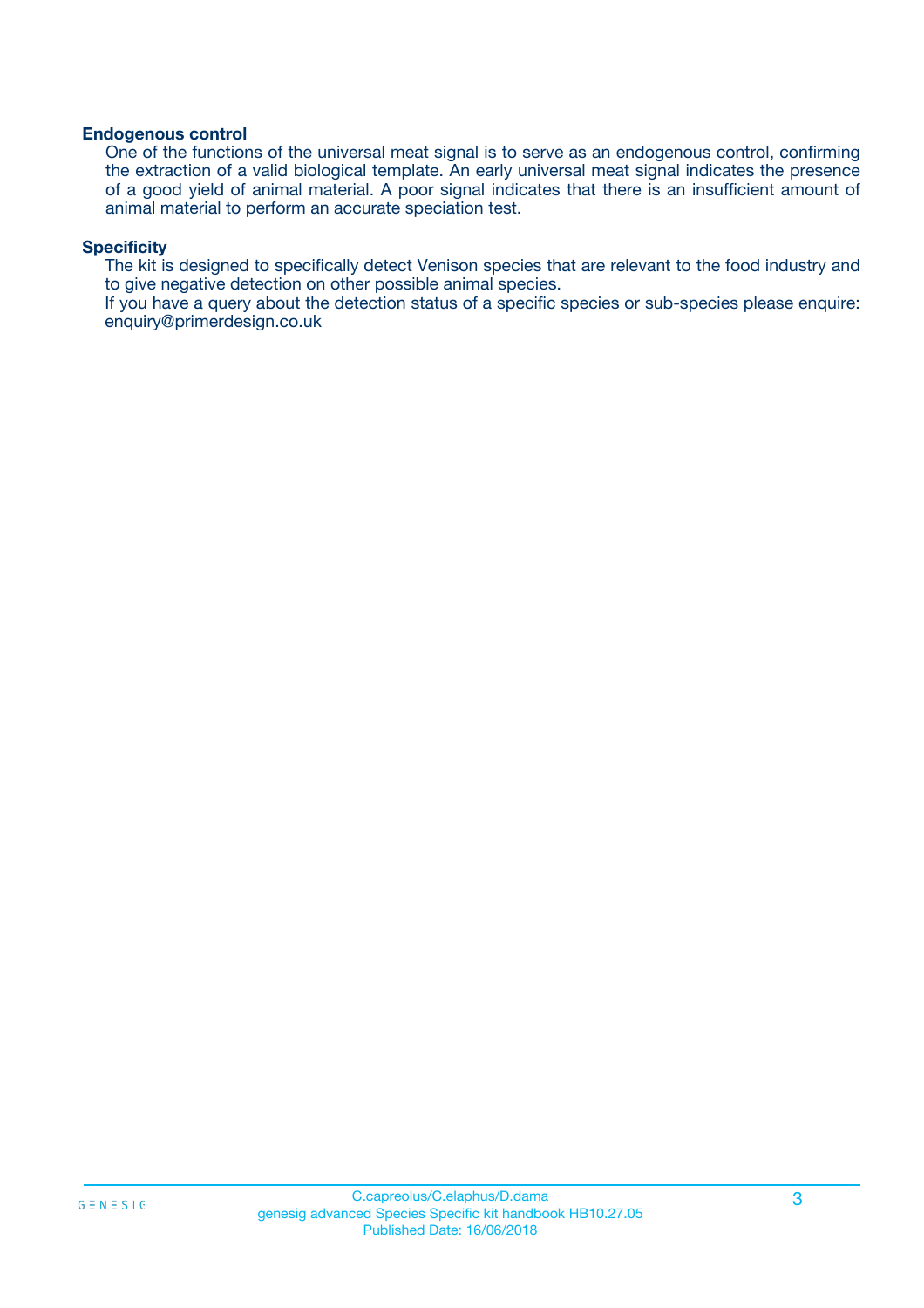### Endogenous control

One of the functions of the universal meat signal is to serve as an endogenous control, confirming the extraction of a valid biological template. An early universal meat signal indicates the presence of a good yield of animal material. A poor signal indicates that there is an insufficient amount of animal material to perform an accurate speciation test.

### Specificity

The kit is designed to specifically detect Venison species that are relevant to the food industry and to give negative detection on other possible animal species.

If you have a query about the detection status of a specific species or sub-species please enquire: enquiry@primerdesign.co.uk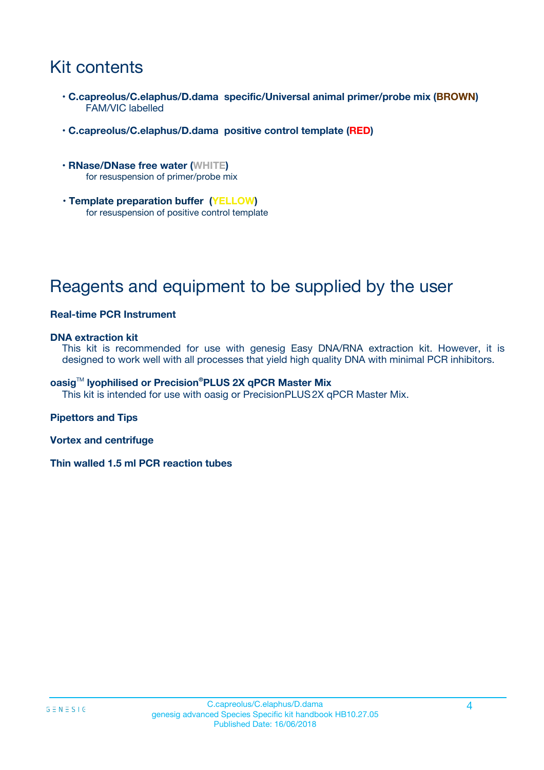# Kit contents

- **C.capreolus/C.elaphus/D.dama specific/Universal animal primer/probe mix (BROWN)**
  FAM/VIC labelled

- **C.capreolus/C.elaphus/D.dama positive control template (RED)**

- **RNase/DNase free water (WHITE)**
  for resuspension of primer/probe mix

- **Template preparation buffer (YELLOW)**
  for resuspension of positive control template

# Reagents and equipment to be supplied by the user

**Real-time PCR Instrument**

**DNA extraction kit**
This kit is recommended for use with genesig Easy DNA/RNA extraction kit. However, it is designed to work well with all processes that yield high quality DNA with minimal PCR inhibitors.

**oasig™ lyophilised or Precision®PLUS 2X qPCR Master Mix**
This kit is intended for use with oasig or PrecisionPLUS 2X qPCR Master Mix.

**Pipettors and Tips**

**Vortex and centrifuge**

**Thin walled 1.5 ml PCR reaction tubes**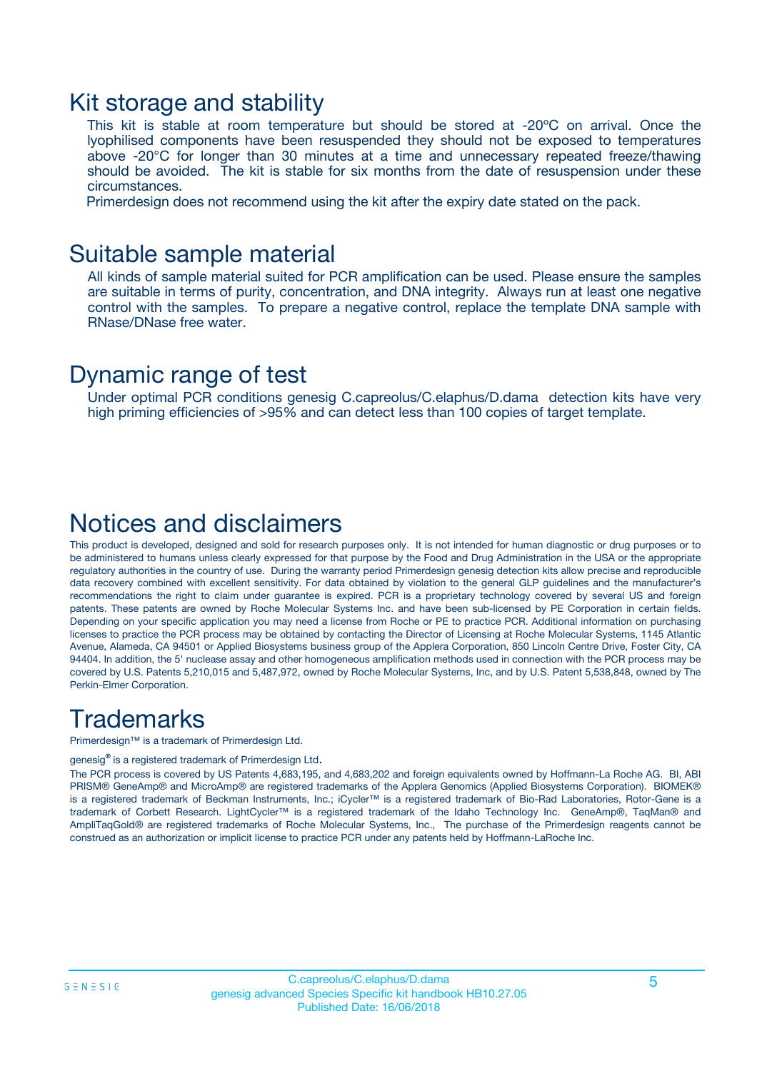# Kit storage and stability

This kit is stable at room temperature but should be stored at -20ºC on arrival. Once the lyophilised components have been resuspended they should not be exposed to temperatures above -20°C for longer than 30 minutes at a time and unnecessary repeated freeze/thawing should be avoided. The kit is stable for six months from the date of resuspension under these circumstances.

Primerdesign does not recommend using the kit after the expiry date stated on the pack.

# Suitable sample material

All kinds of sample material suited for PCR amplification can be used. Please ensure the samples are suitable in terms of purity, concentration, and DNA integrity. Always run at least one negative control with the samples. To prepare a negative control, replace the template DNA sample with RNase/DNase free water.

# Dynamic range of test

Under optimal PCR conditions genesig C.capreolus/C.elaphus/D.dama detection kits have very high priming efficiencies of >95% and can detect less than 100 copies of target template.

# Notices and disclaimers

This product is developed, designed and sold for research purposes only. It is not intended for human diagnostic or drug purposes or to be administered to humans unless clearly expressed for that purpose by the Food and Drug Administration in the USA or the appropriate regulatory authorities in the country of use. During the warranty period Primerdesign genesig detection kits allow precise and reproducible data recovery combined with excellent sensitivity. For data obtained by violation to the general GLP guidelines and the manufacturer's recommendations the right to claim under guarantee is expired. PCR is a proprietary technology covered by several US and foreign patents. These patents are owned by Roche Molecular Systems Inc. and have been sub-licensed by PE Corporation in certain fields. Depending on your specific application you may need a license from Roche or PE to practice PCR. Additional information on purchasing licenses to practice the PCR process may be obtained by contacting the Director of Licensing at Roche Molecular Systems, 1145 Atlantic Avenue, Alameda, CA 94501 or Applied Biosystems business group of the Applera Corporation, 850 Lincoln Centre Drive, Foster City, CA 94404. In addition, the 5' nuclease assay and other homogeneous amplification methods used in connection with the PCR process may be covered by U.S. Patents 5,210,015 and 5,487,972, owned by Roche Molecular Systems, Inc, and by U.S. Patent 5,538,848, owned by The Perkin-Elmer Corporation.

# Trademarks

Primerdesign™ is a trademark of Primerdesign Ltd.

genesig® is a registered trademark of Primerdesign Ltd.

The PCR process is covered by US Patents 4,683,195, and 4,683,202 and foreign equivalents owned by Hoffmann-La Roche AG. BI, ABI PRISM® GeneAmp® and MicroAmp® are registered trademarks of the Applera Genomics (Applied Biosystems Corporation). BIOMEK® is a registered trademark of Beckman Instruments, Inc.; iCycler™ is a registered trademark of Bio-Rad Laboratories, Rotor-Gene is a trademark of Corbett Research. LightCycler™ is a registered trademark of the Idaho Technology Inc. GeneAmp®, TaqMan® and AmpliTaqGold® are registered trademarks of Roche Molecular Systems, Inc., The purchase of the Primerdesign reagents cannot be construed as an authorization or implicit license to practice PCR under any patents held by Hoffmann-LaRoche Inc.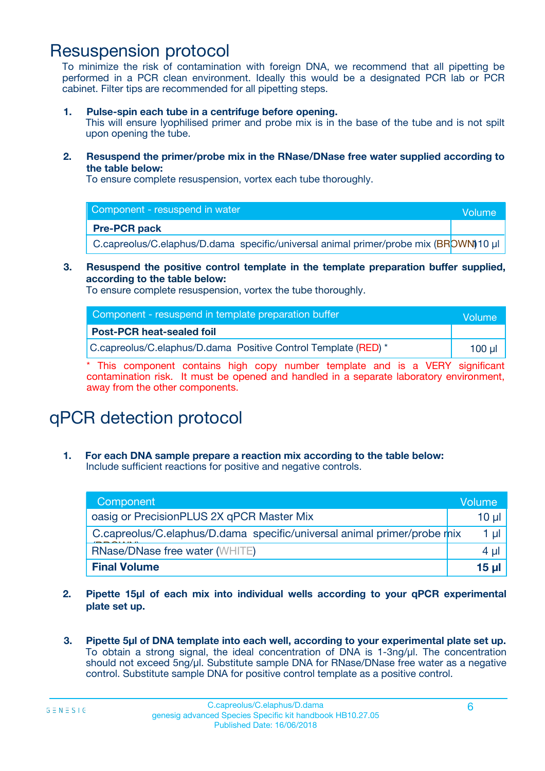# Resuspension protocol

To minimize the risk of contamination with foreign DNA, we recommend that all pipetting be performed in a PCR clean environment. Ideally this would be a designated PCR lab or PCR cabinet. Filter tips are recommended for all pipetting steps.

1. **Pulse-spin each tube in a centrifuge before opening.**
   This will ensure lyophilised primer and probe mix is in the base of the tube and is not spilt upon opening the tube.

2. **Resuspend the primer/probe mix in the RNase/DNase free water supplied according to the table below:**
   To ensure complete resuspension, vortex each tube thoroughly.

| Component - resuspend in water | Volume |
|---|---|
| **Pre-PCR pack** | |
| C.capreolus/C.elaphus/D.dama specific/universal animal primer/probe mix (BROWN) | 110 µl |

3. **Resuspend the positive control template in the template preparation buffer supplied, according to the table below:**
   To ensure complete resuspension, vortex the tube thoroughly.

| Component - resuspend in template preparation buffer | Volume |
|---|---|
| **Post-PCR heat-sealed foil** | |
| C.capreolus/C.elaphus/D.dama Positive Control Template (RED) * | 100 µl |

* This component contains high copy number template and is a VERY significant contamination risk. It must be opened and handled in a separate laboratory environment, away from the other components.

# qPCR detection protocol

1. **For each DNA sample prepare a reaction mix according to the table below:**
   Include sufficient reactions for positive and negative controls.

| Component | Volume |
|---|---|
| oasig or PrecisionPLUS 2X qPCR Master Mix | 10 µl |
| C.capreolus/C.elaphus/D.dama specific/universal animal primer/probe mix (BROWN) | 1 µl |
| RNase/DNase free water (WHITE) | 4 µl |
| **Final Volume** | **15 µl** |

2. **Pipette 15µl of each mix into individual wells according to your qPCR experimental plate set up.**

3. **Pipette 5µl of DNA template into each well, according to your experimental plate set up.**
   To obtain a strong signal, the ideal concentration of DNA is 1-3ng/µl. The concentration should not exceed 5ng/µl. Substitute sample DNA for RNase/DNase free water as a negative control. Substitute sample DNA for positive control template as a positive control.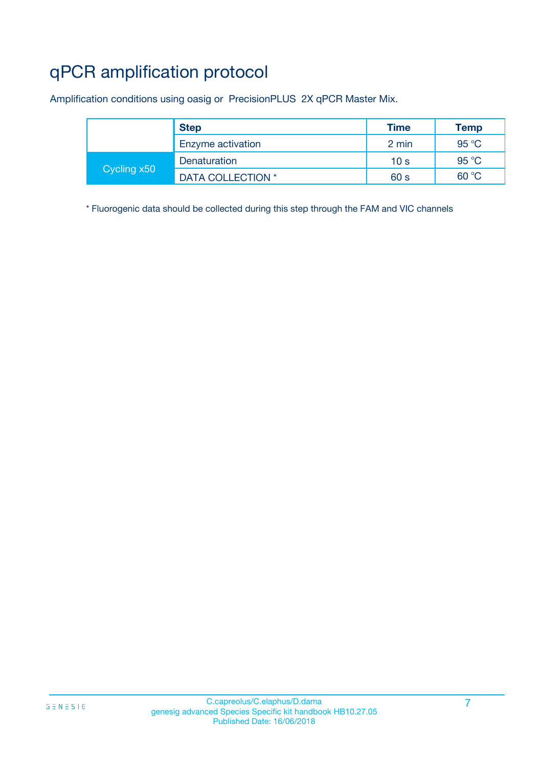# qPCR amplification protocol

Amplification conditions using oasig or PrecisionPLUS 2X qPCR Master Mix.

| | Step | Time | Temp |
|---|---|---|---|
| | Enzyme activation | 2 min | 95 °C |
| Cycling x50 | Denaturation | 10 s | 95 °C |
| | DATA COLLECTION * | 60 s | 60 °C |

* Fluorogenic data should be collected during this step through the FAM and VIC channels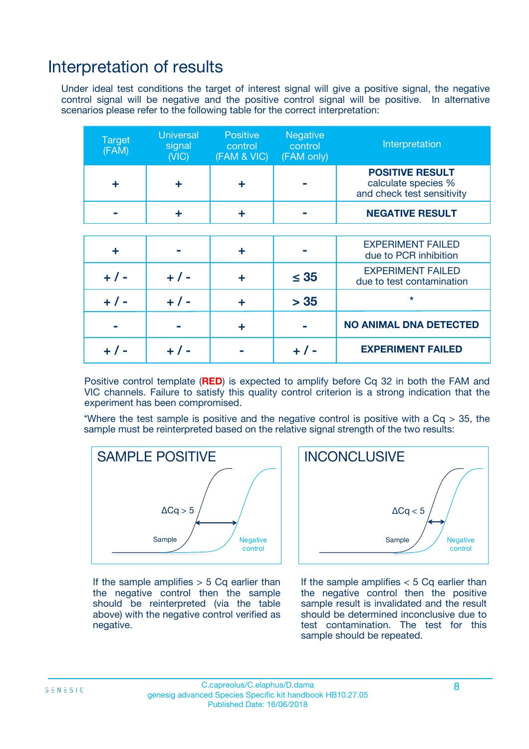# Interpretation of results

Under ideal test conditions the target of interest signal will give a positive signal, the negative control signal will be negative and the positive control signal will be positive. In alternative scenarios please refer to the following table for the correct interpretation:

| Target (FAM) | Universal signal (VIC) | Positive control (FAM & VIC) | Negative control (FAM only) | Interpretation |
|---|---|---|---|---|
| + | + | + | - | **POSITIVE RESULT** calculate species % and check test sensitivity |
| - | + | + | - | **NEGATIVE RESULT** |
| + | - | + | - | EXPERIMENT FAILED due to PCR inhibition |
| + / - | + / - | + | ≤ 35 | EXPERIMENT FAILED due to test contamination |
| + / - | + / - | + | > 35 | * |
| - | - | + | - | **NO ANIMAL DNA DETECTED** |
| + / - | + / - | - | + / - | **EXPERIMENT FAILED** |

Positive control template (**RED**) is expected to amplify before Cq 32 in both the FAM and VIC channels. Failure to satisfy this quality control criterion is a strong indication that the experiment has been compromised.

*Where the test sample is positive and the negative control is positive with a Cq > 35, the sample must be reinterpreted based on the relative signal strength of the two results:

**SAMPLE POSITIVE**

$\Delta Cq > 5$

Sample — Negative control

If the sample amplifies > 5 Cq earlier than the negative control then the sample should be reinterpreted (via the table above) with the negative control verified as negative.

**INCONCLUSIVE**

$\Delta Cq < 5$

Sample — Negative control

If the sample amplifies < 5 Cq earlier than the negative control then the positive sample result is invalidated and the result should be determined inconclusive due to test contamination. The test for this sample should be repeated.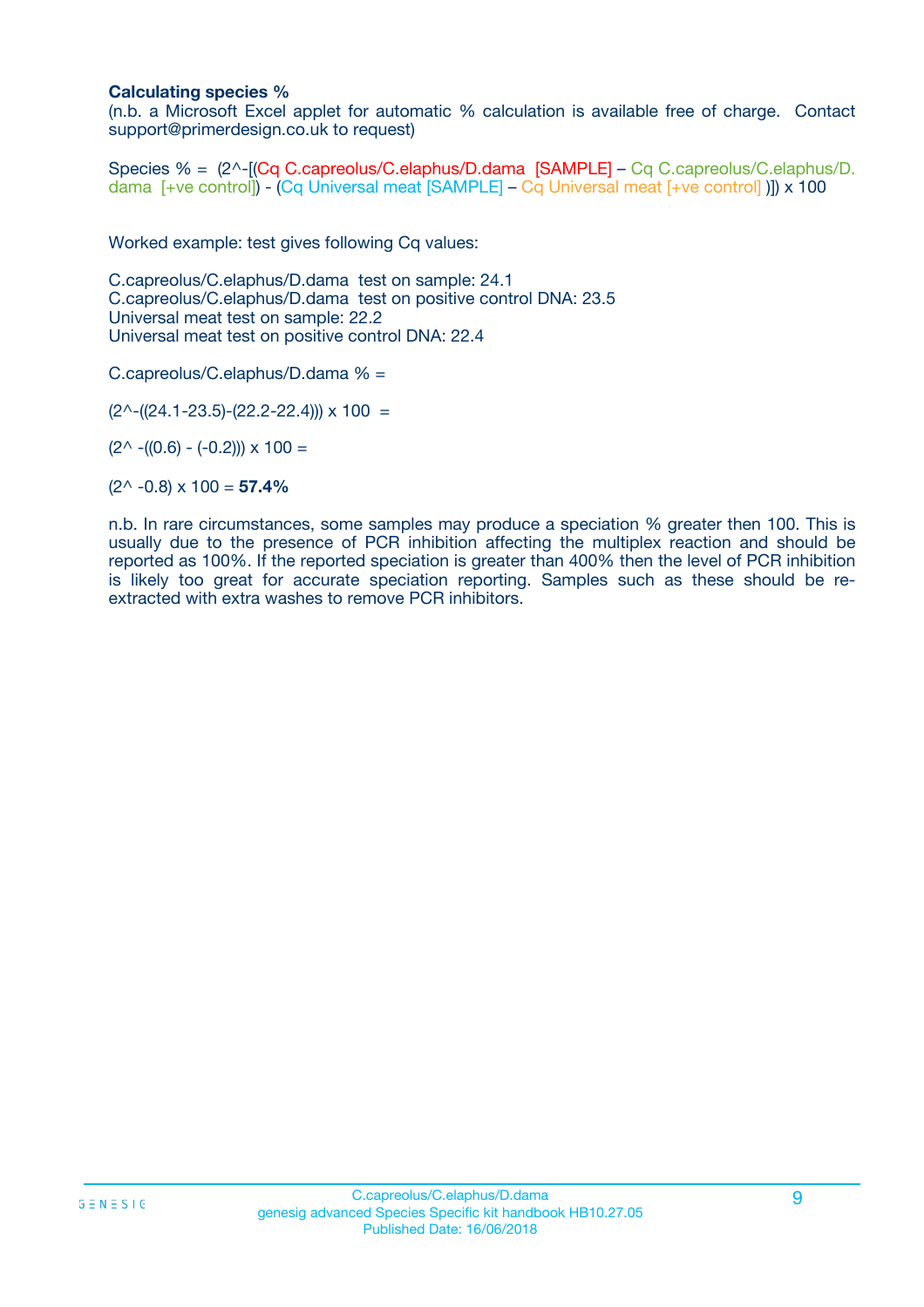**Calculating species %**

(n.b. a Microsoft Excel applet for automatic % calculation is available free of charge. Contact support@primerdesign.co.uk to request)

Species % = (2^-[(Cq C.capreolus/C.elaphus/D.dama [SAMPLE] – Cq C.capreolus/C.elaphus/D.dama [+ve control]) - (Cq Universal meat [SAMPLE] – Cq Universal meat [+ve control] )]) x 100

Worked example: test gives following Cq values:

C.capreolus/C.elaphus/D.dama test on sample: 24.1
C.capreolus/C.elaphus/D.dama test on positive control DNA: 23.5
Universal meat test on sample: 22.2
Universal meat test on positive control DNA: 22.4

C.capreolus/C.elaphus/D.dama % =

(2^-((24.1-23.5)-(22.2-22.4))) x 100 =

(2^ -((0.6) - (-0.2))) x 100 =

(2^ -0.8) x 100 = **57.4%**

n.b. In rare circumstances, some samples may produce a speciation % greater then 100. This is usually due to the presence of PCR inhibition affecting the multiplex reaction and should be reported as 100%. If the reported speciation is greater than 400% then the level of PCR inhibition is likely too great for accurate speciation reporting. Samples such as these should be re-extracted with extra washes to remove PCR inhibitors.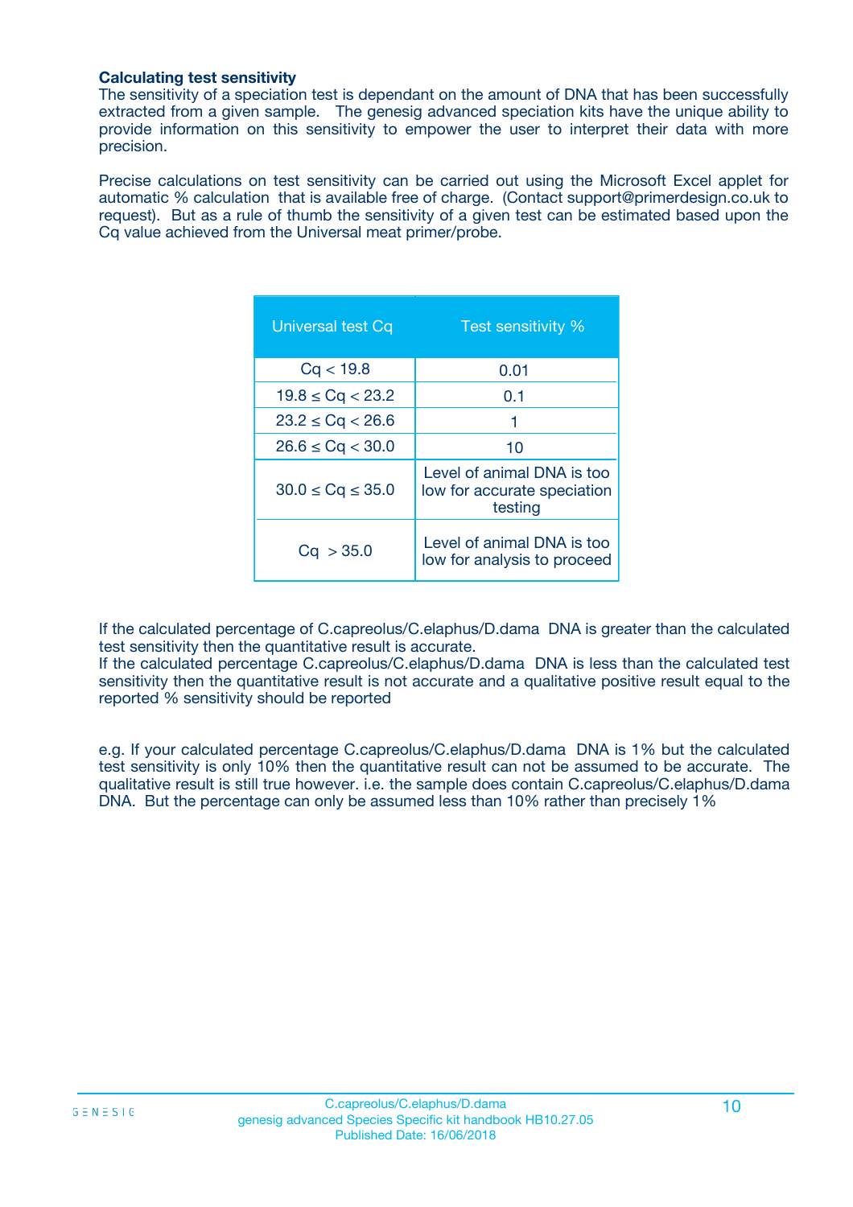**Calculating test sensitivity**

The sensitivity of a speciation test is dependant on the amount of DNA that has been successfully extracted from a given sample. The genesig advanced speciation kits have the unique ability to provide information on this sensitivity to empower the user to interpret their data with more precision.

Precise calculations on test sensitivity can be carried out using the Microsoft Excel applet for automatic % calculation that is available free of charge. (Contact support@primerdesign.co.uk to request). But as a rule of thumb the sensitivity of a given test can be estimated based upon the Cq value achieved from the Universal meat primer/probe.

| Universal test Cq | Test sensitivity % |
|---|---|
| Cq < 19.8 | 0.01 |
| 19.8 ≤ Cq < 23.2 | 0.1 |
| 23.2 ≤ Cq < 26.6 | 1 |
| 26.6 ≤ Cq < 30.0 | 10 |
| 30.0 ≤ Cq ≤ 35.0 | Level of animal DNA is too low for accurate speciation testing |
| Cq > 35.0 | Level of animal DNA is too low for analysis to proceed |

If the calculated percentage of C.capreolus/C.elaphus/D.dama DNA is greater than the calculated test sensitivity then the quantitative result is accurate.
If the calculated percentage C.capreolus/C.elaphus/D.dama DNA is less than the calculated test sensitivity then the quantitative result is not accurate and a qualitative positive result equal to the reported % sensitivity should be reported

e.g. If your calculated percentage C.capreolus/C.elaphus/D.dama DNA is 1% but the calculated test sensitivity is only 10% then the quantitative result can not be assumed to be accurate. The qualitative result is still true however. i.e. the sample does contain C.capreolus/C.elaphus/D.dama DNA. But the percentage can only be assumed less than 10% rather than precisely 1%